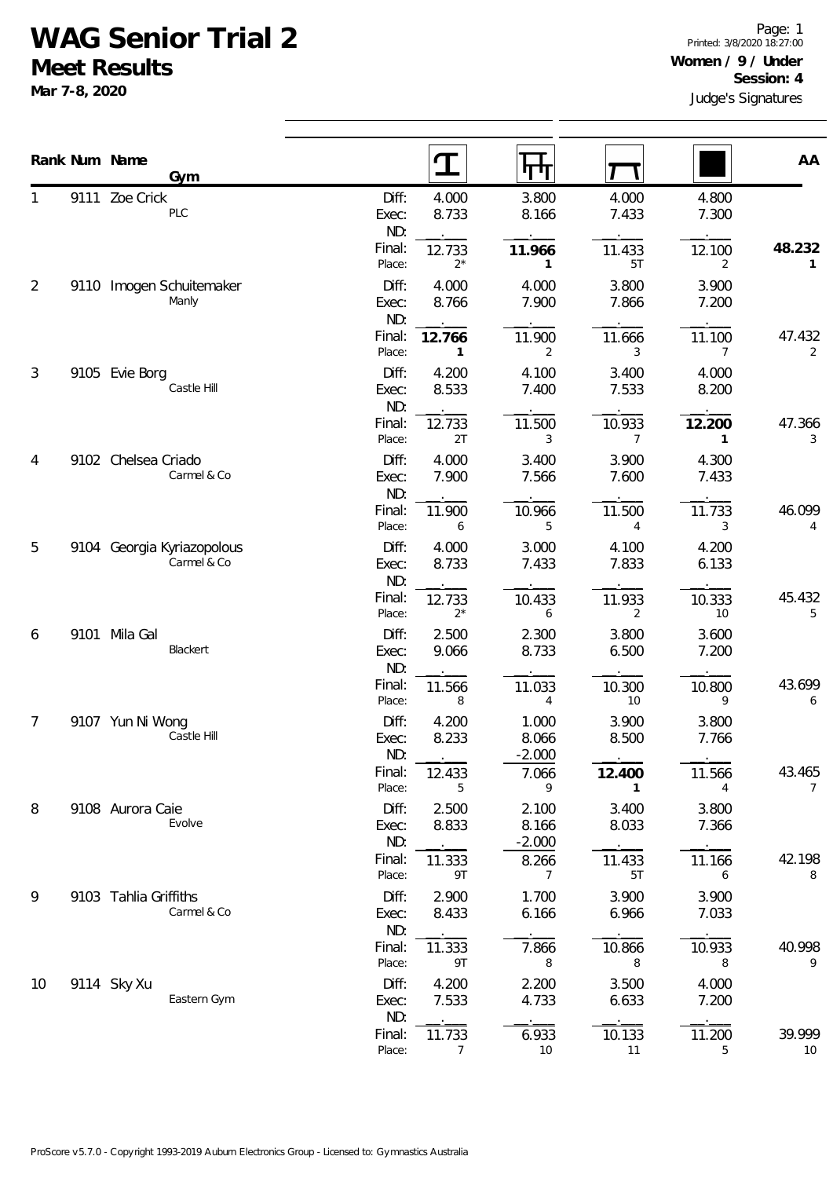# WAG Senior Trial 2

## Meet Results

**Mar 7-8, 2020**

Printed: 3/8/2020 18:27:00

**Women / 9 / Under**

**Session: 4**

Judge's Signatures

| Rank | Num | Name / Gym | | Vault | Bars | Beam | Floor | AA |
|---|---|---|---|---|---|---|---|---|
| 1 | 9111 | Zoe Crick | Diff: | 4.000 | 3.800 | 4.000 | 4.800 | |
| | | PLC | Exec: | 8.733 | 8.166 | 7.433 | 7.300 | |
| | | | ND: | . | . | . | . | |
| | | | Final: | 12.733 | **11.966** | 11.433 | 12.100 | **48.232** |
| | | | Place: | 2* | **1** | 5T | 2 | **1** |
| 2 | 9110 | Imogen Schuitemaker | Diff: | 4.000 | 4.000 | 3.800 | 3.900 | |
| | | Manly | Exec: | 8.766 | 7.900 | 7.866 | 7.200 | |
| | | | ND: | . | . | . | . | |
| | | | Final: | **12.766** | 11.900 | 11.666 | 11.100 | 47.432 |
| | | | Place: | **1** | 2 | 3 | 7 | 2 |
| 3 | 9105 | Evie Borg | Diff: | 4.200 | 4.100 | 3.400 | 4.000 | |
| | | Castle Hill | Exec: | 8.533 | 7.400 | 7.533 | 8.200 | |
| | | | ND: | . | . | . | . | |
| | | | Final: | 12.733 | 11.500 | 10.933 | **12.200** | 47.366 |
| | | | Place: | 2T | 3 | 7 | **1** | 3 |
| 4 | 9102 | Chelsea Criado | Diff: | 4.000 | 3.400 | 3.900 | 4.300 | |
| | | Carmel & Co | Exec: | 7.900 | 7.566 | 7.600 | 7.433 | |
| | | | ND: | . | . | . | . | |
| | | | Final: | 11.900 | 10.966 | 11.500 | 11.733 | 46.099 |
| | | | Place: | 6 | 5 | 4 | 3 | 4 |
| 5 | 9104 | Georgia Kyriazopolous | Diff: | 4.000 | 3.000 | 4.100 | 4.200 | |
| | | Carmel & Co | Exec: | 8.733 | 7.433 | 7.833 | 6.133 | |
| | | | ND: | . | . | . | . | |
| | | | Final: | 12.733 | 10.433 | 11.933 | 10.333 | 45.432 |
| | | | Place: | 2* | 6 | 2 | 10 | 5 |
| 6 | 9101 | Mila Gal | Diff: | 2.500 | 2.300 | 3.800 | 3.600 | |
| | | Blackert | Exec: | 9.066 | 8.733 | 6.500 | 7.200 | |
| | | | ND: | . | . | . | . | |
| | | | Final: | 11.566 | 11.033 | 10.300 | 10.800 | 43.699 |
| | | | Place: | 8 | 4 | 10 | 9 | 6 |
| 7 | 9107 | Yun Ni Wong | Diff: | 4.200 | 1.000 | 3.900 | 3.800 | |
| | | Castle Hill | Exec: | 8.233 | 8.066 | 8.500 | 7.766 | |
| | | | ND: | . | -2.000 | . | . | |
| | | | Final: | 12.433 | 7.066 | **12.400** | 11.566 | 43.465 |
| | | | Place: | 5 | 9 | **1** | 4 | 7 |
| 8 | 9108 | Aurora Caie | Diff: | 2.500 | 2.100 | 3.400 | 3.800 | |
| | | Evolve | Exec: | 8.833 | 8.166 | 8.033 | 7.366 | |
| | | | ND: | . | -2.000 | . | . | |
| | | | Final: | 11.333 | 8.266 | 11.433 | 11.166 | 42.198 |
| | | | Place: | 9T | 7 | 5T | 6 | 8 |
| 9 | 9103 | Tahlia Griffiths | Diff: | 2.900 | 1.700 | 3.900 | 3.900 | |
| | | Carmel & Co | Exec: | 8.433 | 6.166 | 6.966 | 7.033 | |
| | | | ND: | . | . | . | . | |
| | | | Final: | 11.333 | 7.866 | 10.866 | 10.933 | 40.998 |
| | | | Place: | 9T | 8 | 8 | 8 | 9 |
| 10 | 9114 | Sky Xu | Diff: | 4.200 | 2.200 | 3.500 | 4.000 | |
| | | Eastern Gym | Exec: | 7.533 | 4.733 | 6.633 | 7.200 | |
| | | | ND: | . | . | . | . | |
| | | | Final: | 11.733 | 6.933 | 10.133 | 11.200 | 39.999 |
| | | | Place: | 7 | 10 | 11 | 5 | 10 |

ProScore v5.7.0 - Copyright 1993-2019 Auburn Electronics Group - Licensed to: Gymnastics Australia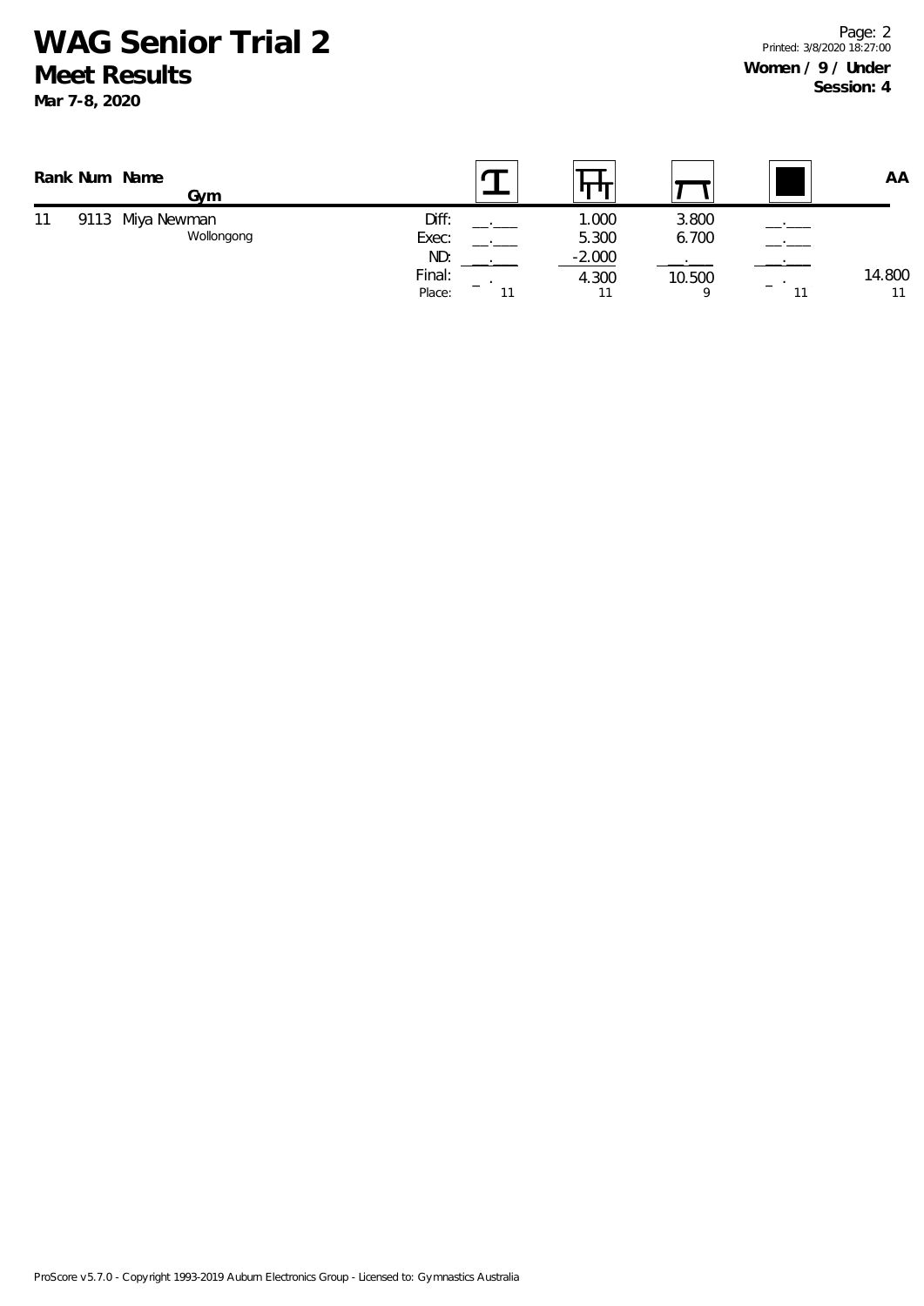# WAG Senior Trial 2

## Meet Results

**Mar 7-8, 2020**

**Women / 9 / Under**
**Session: 4**

| Rank | Num | Name / Gym | | Vault | Bars | Beam | Floor | AA |
|---|---|---|---|---|---|---|---|---|
| 11 | 9113 | Miya Newman | Diff: | __.___ | 1.000 | 3.800 | __.___ | |
| | | Wollongong | Exec: | __.___ | 5.300 | 6.700 | __.___ | |
| | | | ND: | __.___ | -2.000 | __.___ | __.___ | |
| | | | Final: | _ . | 4.300 | 10.500 | _ . | 14.800 |
| | | | Place: | 11 | 11 | 9 | 11 | 11 |

ProScore v5.7.0 - Copyright 1993-2019 Auburn Electronics Group - Licensed to: Gymnastics Australia